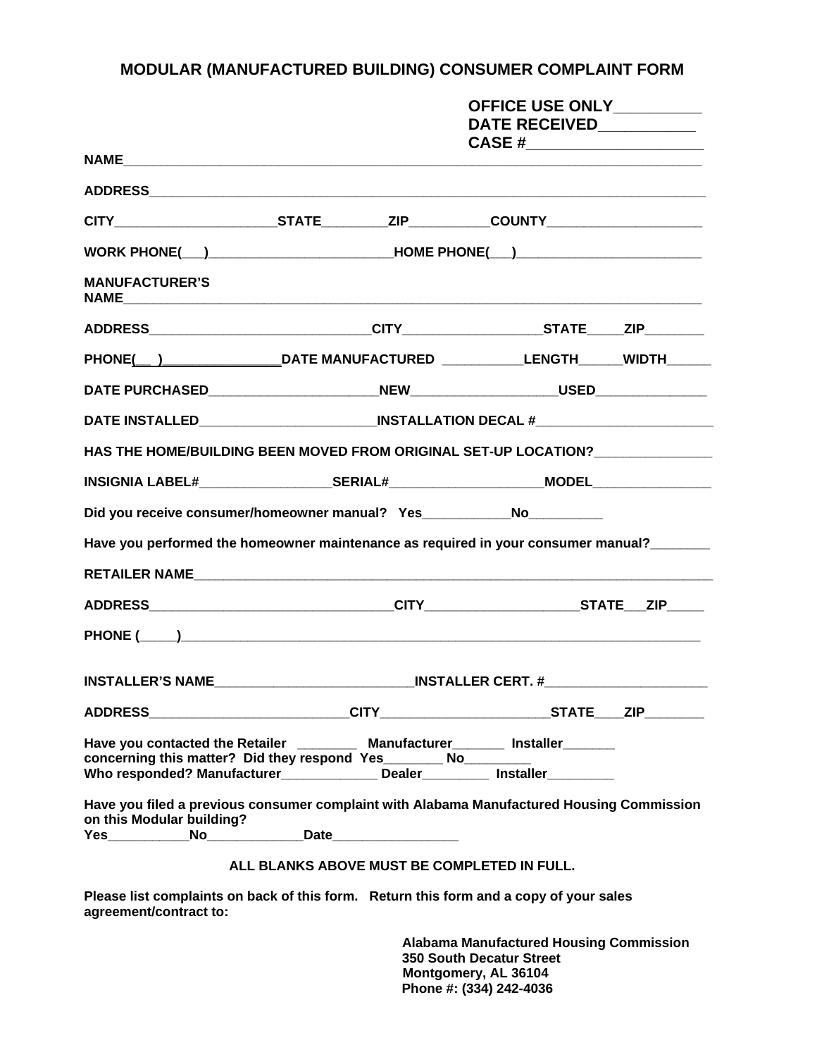# MODULAR (MANUFACTURED BUILDING) CONSUMER COMPLAINT FORM

**OFFICE USE ONLY__________**
**DATE RECEIVED___________**
**CASE #____________________**

**NAME**_______________________________________________________________________________

**ADDRESS**____________________________________________________________________________

**CITY**______________________**STATE**_________**ZIP**__________**COUNTY**_____________________

**WORK PHONE(___)**_________________________**HOME PHONE(___)**_________________________

**MANUFACTURER'S NAME**_______________________________________________________________________

**ADDRESS**______________________________**CITY**___________________**STATE**_____**ZIP**________

**PHONE(__ )**________________**DATE MANUFACTURED** ___________**LENGTH**______**WIDTH**______

**DATE PURCHASED**_______________________**NEW**___________________**USED**_______________

**DATE INSTALLED**________________________**INSTALLATION DECAL #**________________________

**HAS THE HOME/BUILDING BEEN MOVED FROM ORIGINAL SET-UP LOCATION?**________________

**INSIGNIA LABEL#**__________________**SERIAL#**_____________________**MODEL**________________

**Did you receive consumer/homeowner manual? Yes**____________**No**__________

**Have you performed the homeowner maintenance as required in your consumer manual?**________

**RETAILER NAME**_____________________________________________________________________

**ADDRESS**_________________________________**CITY**_____________________**STATE**___**ZIP**_____

**PHONE (_____)**______________________________________________________________________

**INSTALLER'S NAME**___________________________**INSTALLER CERT. #**______________________

**ADDRESS**___________________________**CITY**_______________________**STATE**____**ZIP**________

**Have you contacted the Retailer ________ Manufacturer_______ Installer_______ concerning this matter? Did they respond Yes________ No_________**
**Who responded? Manufacturer_____________ Dealer_________ Installer_________**

**Have you filed a previous consumer complaint with Alabama Manufactured Housing Commission on this Modular building?**
**Yes___________No_____________Date_________________**

**ALL BLANKS ABOVE MUST BE COMPLETED IN FULL.**

**Please list complaints on back of this form. Return this form and a copy of your sales agreement/contract to:**

**Alabama Manufactured Housing Commission**
**350 South Decatur Street**
**Montgomery, AL 36104**
**Phone #: (334) 242-4036**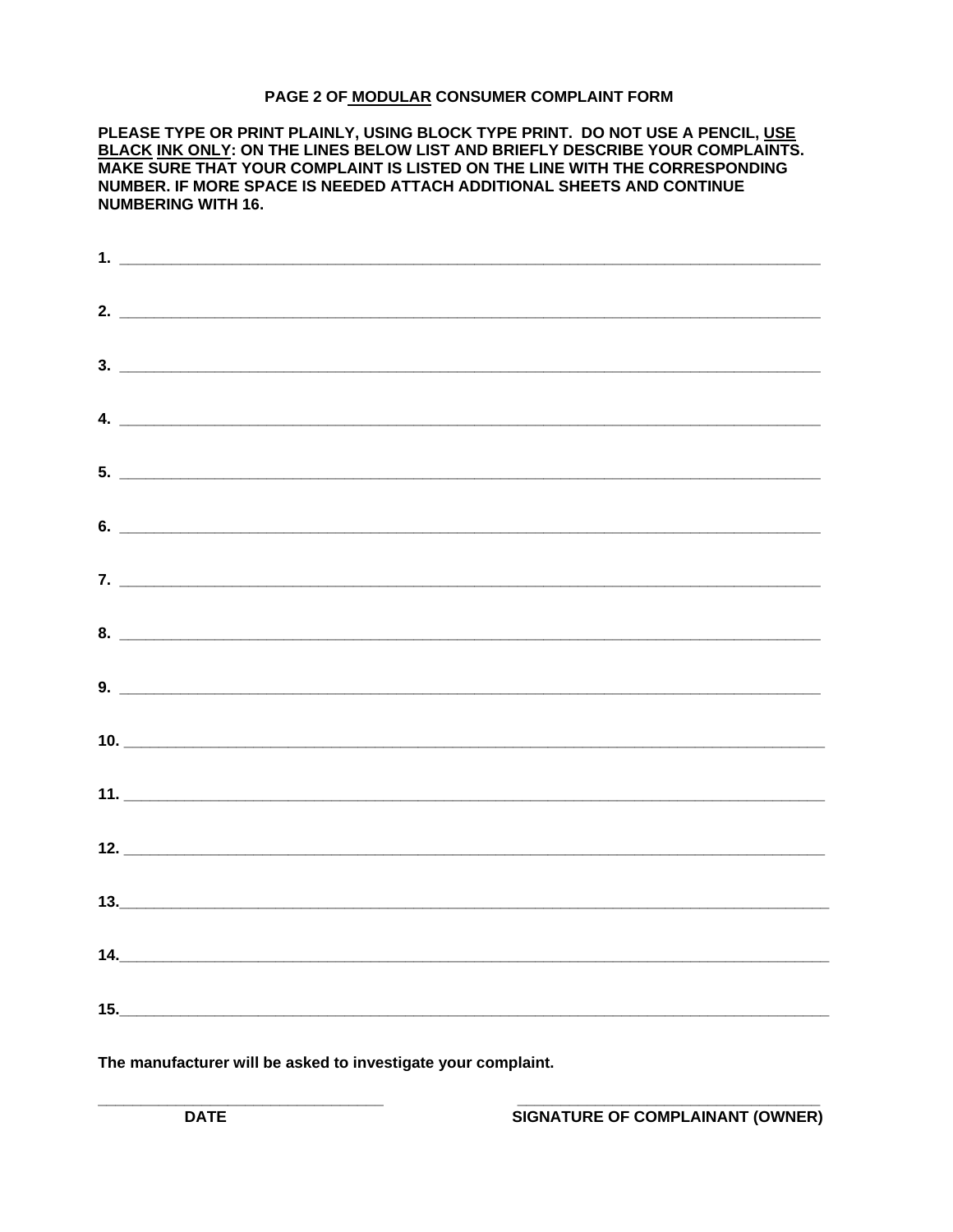**PAGE 2 OF MODULAR CONSUMER COMPLAINT FORM**

**PLEASE TYPE OR PRINT PLAINLY, USING BLOCK TYPE PRINT. DO NOT USE A PENCIL, USE BLACK INK ONLY: ON THE LINES BELOW LIST AND BRIEFLY DESCRIBE YOUR COMPLAINTS. MAKE SURE THAT YOUR COMPLAINT IS LISTED ON THE LINE WITH THE CORRESPONDING NUMBER. IF MORE SPACE IS NEEDED ATTACH ADDITIONAL SHEETS AND CONTINUE NUMBERING WITH 16.**

**1.** ______________________________________________________________________

**2.** ______________________________________________________________________

**3.** ______________________________________________________________________

**4.** ______________________________________________________________________

**5.** ______________________________________________________________________

**6.** ______________________________________________________________________

**7.** ______________________________________________________________________

**8.** ______________________________________________________________________

**9.** ______________________________________________________________________

**10.** _____________________________________________________________________

**11.** _____________________________________________________________________

**12.** _____________________________________________________________________

**13.** _____________________________________________________________________

**14.** _____________________________________________________________________

**15.** _____________________________________________________________________

**The manufacturer will be asked to investigate your complaint.**

______________________________ &nbsp;&nbsp;&nbsp;&nbsp;&nbsp;&nbsp;&nbsp;&nbsp; ______________________________

**DATE** &nbsp;&nbsp;&nbsp;&nbsp;&nbsp;&nbsp;&nbsp;&nbsp;&nbsp;&nbsp;&nbsp;&nbsp;&nbsp;&nbsp;&nbsp;&nbsp;&nbsp;&nbsp;&nbsp;&nbsp;&nbsp;&nbsp;&nbsp;&nbsp; **SIGNATURE OF COMPLAINANT (OWNER)**